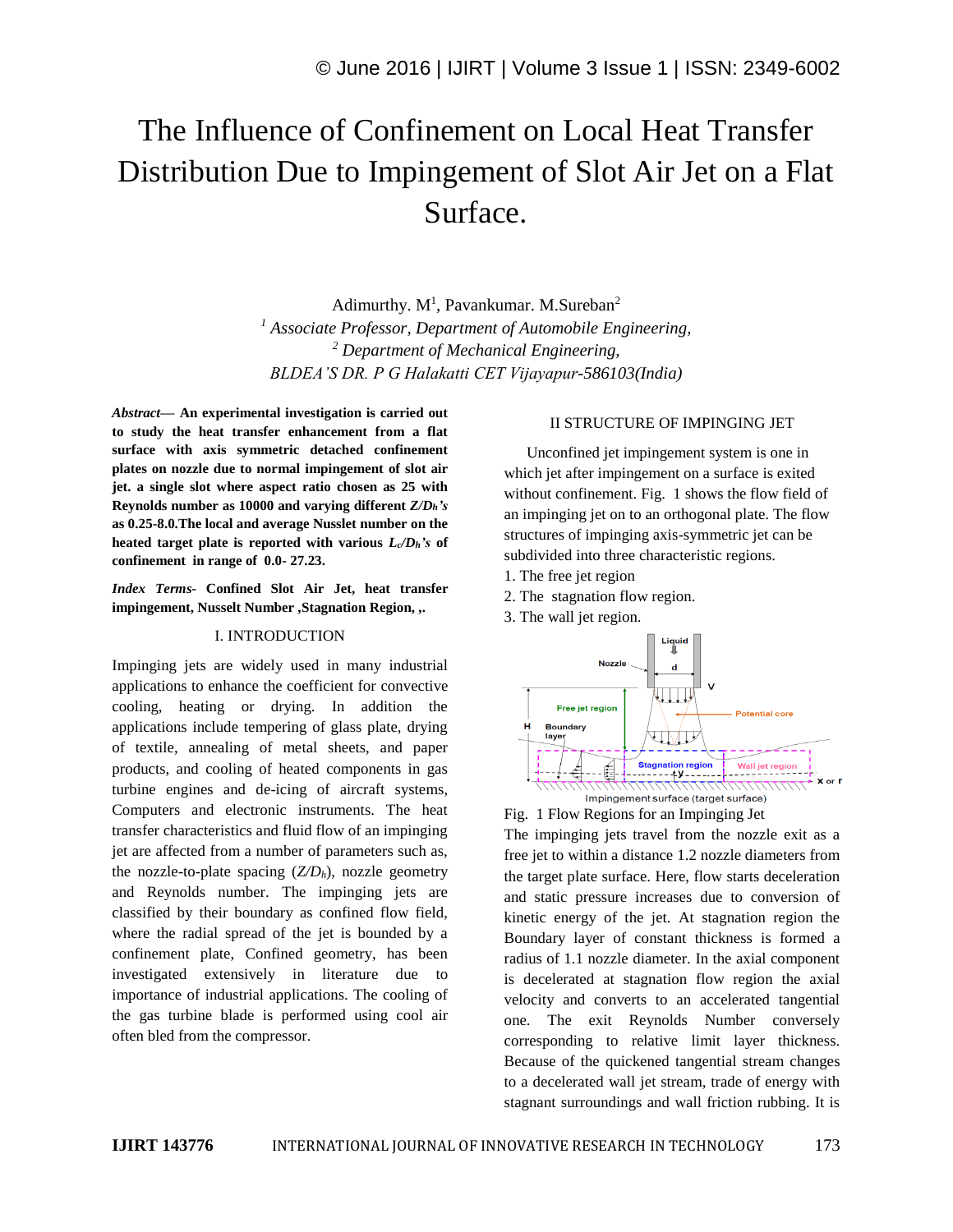#  The Influence of Confinement on Local Heat Transfer Distribution Due to Impingement of Slot Air Jet on a Flat Surface.

Adimurthy. M[1], Pavankumar. M.Sureban[2]

[1] *Associate Professor, Department of Automobile Engineering,*
[2] *Department of Mechanical Engineering,*
*BLDEA'S DR. P G Halakatti CET Vijayapur-586103(India)*

***Abstract***— **An experimental investigation is carried out to study the heat transfer enhancement from a flat surface with axis symmetric detached confinement plates on nozzle due to normal impingement of slot air jet. a single slot where aspect ratio chosen as 25 with Reynolds number as 10000 and varying different *$Z/D_h$'s* as 0.25-8.0.The local and average Nusselt number on the heated target plate is reported with various *$L_c/D_h$'s* of confinement in range of 0.0- 27.23.**

***Index Terms-*** **Confined Slot Air Jet, heat transfer impingement, Nusselt Number ,Stagnation Region, ,.**

## I. INTRODUCTION

Impinging jets are widely used in many industrial applications to enhance the coefficient for convective cooling, heating or drying. In addition the applications include tempering of glass plate, drying of textile, annealing of metal sheets, and paper products, and cooling of heated components in gas turbine engines and de-icing of aircraft systems, Computers and electronic instruments. The heat transfer characteristics and fluid flow of an impinging jet are affected from a number of parameters such as, the nozzle-to-plate spacing ($Z/D_h$), nozzle geometry and Reynolds number. The impinging jets are classified by their boundary as confined flow field, where the radial spread of the jet is bounded by a confinement plate, Confined geometry, has been investigated extensively in literature due to importance of industrial applications. The cooling of the gas turbine blade is performed using cool air often bled from the compressor.

## II STRUCTURE OF IMPINGING JET

Unconfined jet impingement system is one in which jet after impingement on a surface is exited without confinement. Fig. 1 shows the flow field of an impinging jet on to an orthogonal plate. The flow structures of impinging axis-symmetric jet can be subdivided into three characteristic regions.

1. The free jet region
2. The stagnation flow region.
3. The wall jet region.

Fig. 1 Flow Regions for an Impinging Jet

The impinging jets travel from the nozzle exit as a free jet to within a distance 1.2 nozzle diameters from the target plate surface. Here, flow starts deceleration and static pressure increases due to conversion of kinetic energy of the jet. At stagnation region the Boundary layer of constant thickness is formed a radius of 1.1 nozzle diameter. In the axial component is decelerated at stagnation flow region the axial velocity and converts to an accelerated tangential one. The exit Reynolds Number conversely corresponding to relative limit layer thickness. Because of the quickened tangential stream changes to a decelerated wall jet stream, trade of energy with stagnant surroundings and wall friction rubbing. It is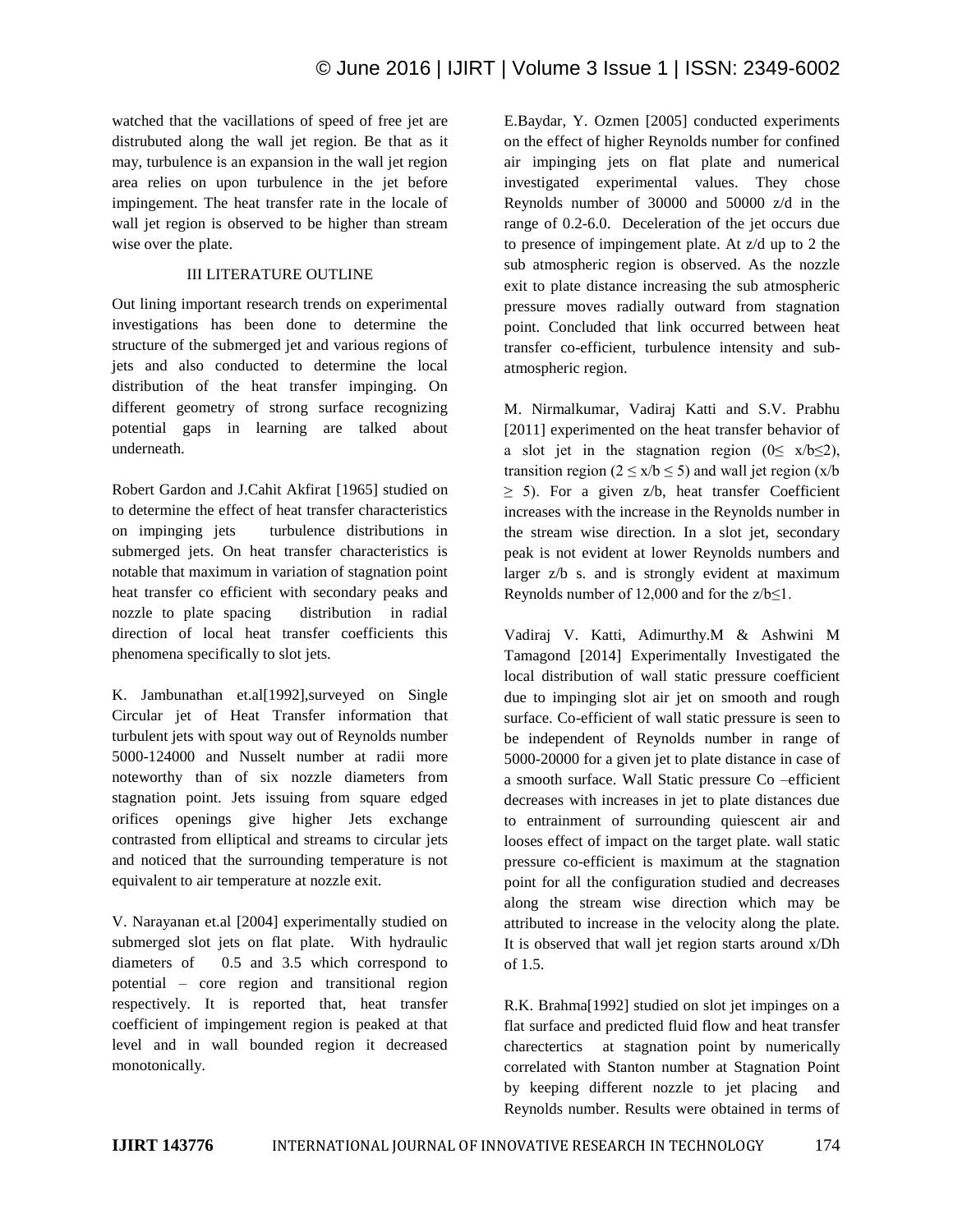watched that the vacillations of speed of free jet are distrubuted along the wall jet region. Be that as it may, turbulence is an expansion in the wall jet region area relies on upon turbulence in the jet before impingement. The heat transfer rate in the locale of wall jet region is observed to be higher than stream wise over the plate.

## III LITERATURE OUTLINE

Out lining important research trends on experimental investigations has been done to determine the structure of the submerged jet and various regions of jets and also conducted to determine the local distribution of the heat transfer impinging. On different geometry of strong surface recognizing potential gaps in learning are talked about underneath.

Robert Gardon and J.Cahit Akfirat [1965] studied on to determine the effect of heat transfer characteristics on impinging jets turbulence distributions in submerged jets. On heat transfer characteristics is notable that maximum in variation of stagnation point heat transfer co efficient with secondary peaks and nozzle to plate spacing distribution in radial direction of local heat transfer coefficients this phenomena specifically to slot jets.

K. Jambunathan et.al[1992],surveyed on Single Circular jet of Heat Transfer information that turbulent jets with spout way out of Reynolds number 5000-124000 and Nusselt number at radii more noteworthy than of six nozzle diameters from stagnation point. Jets issuing from square edged orifices openings give higher Jets exchange contrasted from elliptical and streams to circular jets and noticed that the surrounding temperature is not equivalent to air temperature at nozzle exit.

V. Narayanan et.al [2004] experimentally studied on submerged slot jets on flat plate. With hydraulic diameters of 0.5 and 3.5 which correspond to potential – core region and transitional region respectively. It is reported that, heat transfer coefficient of impingement region is peaked at that level and in wall bounded region it decreased monotonically.

E.Baydar, Y. Ozmen [2005] conducted experiments on the effect of higher Reynolds number for confined air impinging jets on flat plate and numerical investigated experimental values. They chose Reynolds number of 30000 and 50000 z/d in the range of 0.2-6.0. Deceleration of the jet occurs due to presence of impingement plate. At z/d up to 2 the sub atmospheric region is observed. As the nozzle exit to plate distance increasing the sub atmospheric pressure moves radially outward from stagnation point. Concluded that link occurred between heat transfer co-efficient, turbulence intensity and sub-atmospheric region.

M. Nirmalkumar, Vadiraj Katti and S.V. Prabhu [2011] experimented on the heat transfer behavior of a slot jet in the stagnation region ($0 \leq x/b \leq 2$), transition region ($2 \leq x/b \leq 5$) and wall jet region ($x/b \geq 5$). For a given z/b, heat transfer Coefficient increases with the increase in the Reynolds number in the stream wise direction. In a slot jet, secondary peak is not evident at lower Reynolds numbers and larger z/b s. and is strongly evident at maximum Reynolds number of 12,000 and for the $z/b \leq 1$.

Vadiraj V. Katti, Adimurthy.M & Ashwini M Tamagond [2014] Experimentally Investigated the local distribution of wall static pressure coefficient due to impinging slot air jet on smooth and rough surface. Co-efficient of wall static pressure is seen to be independent of Reynolds number in range of 5000-20000 for a given jet to plate distance in case of a smooth surface. Wall Static pressure Co –efficient decreases with increases in jet to plate distances due to entrainment of surrounding quiescent air and looses effect of impact on the target plate. wall static pressure co-efficient is maximum at the stagnation point for all the configuration studied and decreases along the stream wise direction which may be attributed to increase in the velocity along the plate. It is observed that wall jet region starts around x/Dh of 1.5.

R.K. Brahma[1992] studied on slot jet impinges on a flat surface and predicted fluid flow and heat transfer charectertics at stagnation point by numerically correlated with Stanton number at Stagnation Point by keeping different nozzle to jet placing and Reynolds number. Results were obtained in terms of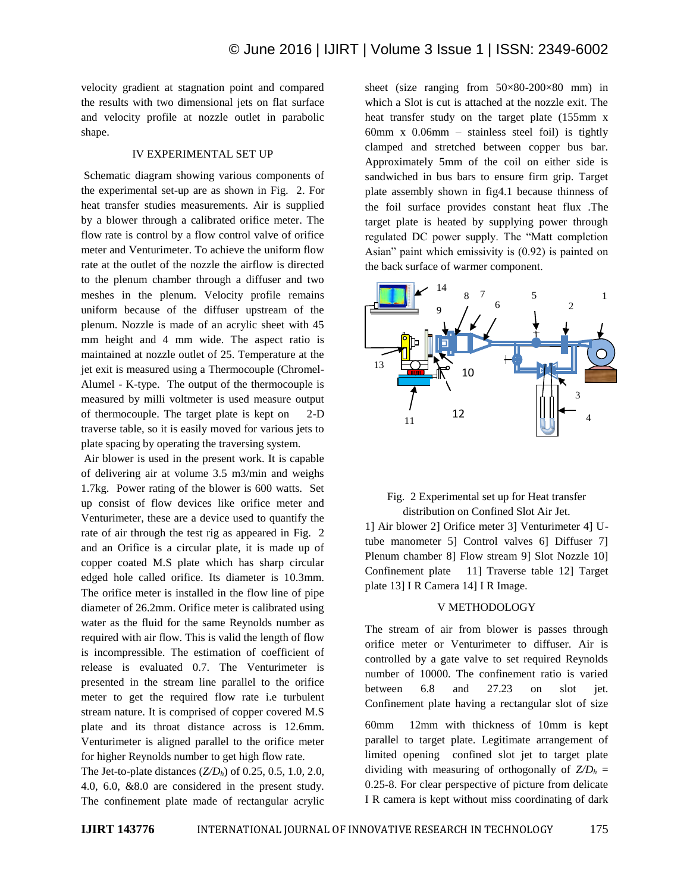velocity gradient at stagnation point and compared the results with two dimensional jets on flat surface and velocity profile at nozzle outlet in parabolic shape.

## IV EXPERIMENTAL SET UP

Schematic diagram showing various components of the experimental set-up are as shown in Fig. 2. For heat transfer studies measurements. Air is supplied by a blower through a calibrated orifice meter. The flow rate is control by a flow control valve of orifice meter and Venturimeter. To achieve the uniform flow rate at the outlet of the nozzle the airflow is directed to the plenum chamber through a diffuser and two meshes in the plenum. Velocity profile remains uniform because of the diffuser upstream of the plenum. Nozzle is made of an acrylic sheet with 45 mm height and 4 mm wide. The aspect ratio is maintained at nozzle outlet of 25. Temperature at the jet exit is measured using a Thermocouple (Chromel-Alumel - K-type. The output of the thermocouple is measured by milli voltmeter is used measure output of thermocouple. The target plate is kept on 2-D traverse table, so it is easily moved for various jets to plate spacing by operating the traversing system.

Air blower is used in the present work. It is capable of delivering air at volume 3.5 m3/min and weighs 1.7kg. Power rating of the blower is 600 watts. Set up consist of flow devices like orifice meter and Venturimeter, these are a device used to quantify the rate of air through the test rig as appeared in Fig. 2 and an Orifice is a circular plate, it is made up of copper coated M.S plate which has sharp circular edged hole called orifice. Its diameter is 10.3mm. The orifice meter is installed in the flow line of pipe diameter of 26.2mm. Orifice meter is calibrated using water as the fluid for the same Reynolds number as required with air flow. This is valid the length of flow is incompressible. The estimation of coefficient of release is evaluated 0.7. The Venturimeter is presented in the stream line parallel to the orifice meter to get the required flow rate i.e turbulent stream nature. It is comprised of copper covered M.S plate and its throat distance across is 12.6mm. Venturimeter is aligned parallel to the orifice meter for higher Reynolds number to get high flow rate.

The Jet-to-plate distances ($Z/D_h$) of 0.25, 0.5, 1.0, 2.0, 4.0, 6.0, &8.0 are considered in the present study. The confinement plate made of rectangular acrylic sheet (size ranging from 50×80-200×80 mm) in which a Slot is cut is attached at the nozzle exit. The heat transfer study on the target plate (155mm x 60mm x 0.06mm – stainless steel foil) is tightly clamped and stretched between copper bus bar. Approximately 5mm of the coil on either side is sandwiched in bus bars to ensure firm grip. Target plate assembly shown in fig4.1 because thinness of the foil surface provides constant heat flux .The target plate is heated by supplying power through regulated DC power supply. The "Matt completion Asian" paint which emissivity is (0.92) is painted on the back surface of warmer component.

Fig. 2 Experimental set up for Heat transfer distribution on Confined Slot Air Jet.

1] Air blower 2] Orifice meter 3] Venturimeter 4] U-tube manometer 5] Control valves 6] Diffuser 7] Plenum chamber 8] Flow stream 9] Slot Nozzle 10] Confinement plate 11] Traverse table 12] Target plate 13] I R Camera 14] I R Image.

## V METHODOLOGY

The stream of air from blower is passes through orifice meter or Venturimeter to diffuser. Air is controlled by a gate valve to set required Reynolds number of 10000. The confinement ratio is varied between 6.8 and 27.23 on slot jet. Confinement plate having a rectangular slot of size 60mm 12mm with thickness of 10mm is kept parallel to target plate. Legitimate arrangement of limited opening confined slot jet to target plate dividing with measuring of orthogonally of $Z/D_h$ = 0.25-8. For clear perspective of picture from delicate I R camera is kept without miss coordinating of dark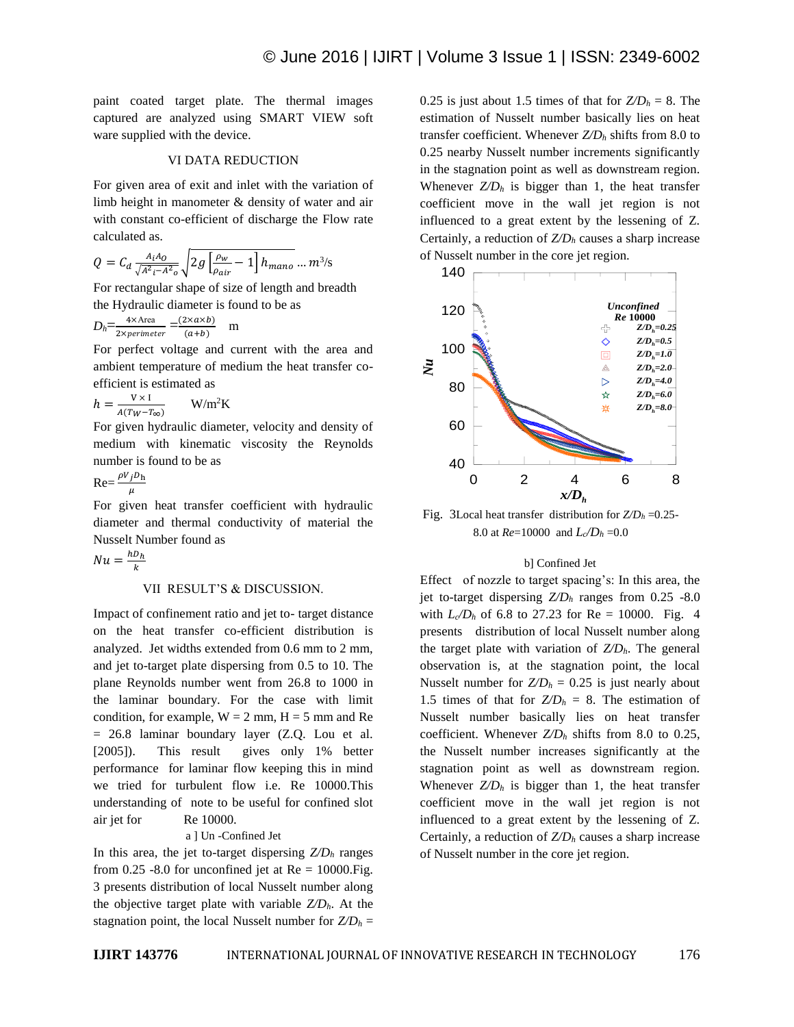paint coated target plate. The thermal images captured are analyzed using SMART VIEW soft ware supplied with the device.

## VI DATA REDUCTION

For given area of exit and inlet with the variation of limb height in manometer & density of water and air with constant co-efficient of discharge the Flow rate calculated as.

$$Q = C_d \frac{A_i A_O}{\sqrt{A^2{}_i - A^2{}_o}} \sqrt{2g\left[\frac{\rho_w}{\rho_{air}} - 1\right] h_{mano}} \ldots m^3/s$$

For rectangular shape of size of length and breadth the Hydraulic diameter is found to be as

$$D_h = \frac{4 \times \text{Area}}{2 \times perimeter} = \frac{(2 \times a \times b)}{(a+b)} \quad \text{m}$$

For perfect voltage and current with the area and ambient temperature of medium the heat transfer co-efficient is estimated as

$$h = \frac{\text{V} \times \text{I}}{A(T_W - T_\infty)} \quad \text{W/m}^2\text{K}$$

For given hydraulic diameter, velocity and density of medium with kinematic viscosity the Reynolds number is found to be as

$$\text{Re} = \frac{\rho V_j D_h}{\mu}$$

For given heat transfer coefficient with hydraulic diameter and thermal conductivity of material the Nusselt Number found as

$$Nu = \frac{h D_h}{k}$$

## VII RESULT'S & DISCUSSION.

Impact of confinement ratio and jet to- target distance on the heat transfer co-efficient distribution is analyzed. Jet widths extended from 0.6 mm to 2 mm, and jet to-target plate dispersing from 0.5 to 10. The plane Reynolds number went from 26.8 to 1000 in the laminar boundary. For the case with limit condition, for example, W = 2 mm, H = 5 mm and Re = 26.8 laminar boundary layer (Z.Q. Lou et al. [2005]). This result gives only 1% better performance for laminar flow keeping this in mind we tried for turbulent flow i.e. Re 10000.This understanding of note to be useful for confined slot air jet for Re 10000.

### a ] Un -Confined Jet

In this area, the jet to-target dispersing $Z/D_h$ ranges from 0.25 -8.0 for unconfined jet at Re = 10000.Fig. 3 presents distribution of local Nusselt number along the objective target plate with variable $Z/D_h$. At the stagnation point, the local Nusselt number for $Z/D_h$ = 0.25 is just about 1.5 times of that for $Z/D_h$ = 8. The estimation of Nusselt number basically lies on heat transfer coefficient. Whenever $Z/D_h$ shifts from 8.0 to 0.25 nearby Nusselt number increments significantly in the stagnation point as well as downstream region. Whenever $Z/D_h$ is bigger than 1, the heat transfer coefficient move in the wall jet region is not influenced to a great extent by the lessening of Z. Certainly, a reduction of $Z/D_h$ causes a sharp increase of Nusselt number in the core jet region.

Fig. 3Local heat transfer distribution for $Z/D_h$ =0.25-8.0 at $Re$=10000 and $L_c/D_h$ =0.0

### b] Confined Jet

Effect of nozzle to target spacing's: In this area, the jet to-target dispersing $Z/D_h$ ranges from 0.25 -8.0 with $L_c/D_h$ of 6.8 to 27.23 for Re = 10000. Fig. 4 presents distribution of local Nusselt number along the target plate with variation of $Z/D_h$. The general observation is, at the stagnation point, the local Nusselt number for $Z/D_h$ = 0.25 is just nearly about 1.5 times of that for $Z/D_h$ = 8. The estimation of Nusselt number basically lies on heat transfer coefficient. Whenever $Z/D_h$ shifts from 8.0 to 0.25, the Nusselt number increases significantly at the stagnation point as well as downstream region. Whenever $Z/D_h$ is bigger than 1, the heat transfer coefficient move in the wall jet region is not influenced to a great extent by the lessening of Z. Certainly, a reduction of $Z/D_h$ causes a sharp increase of Nusselt number in the core jet region.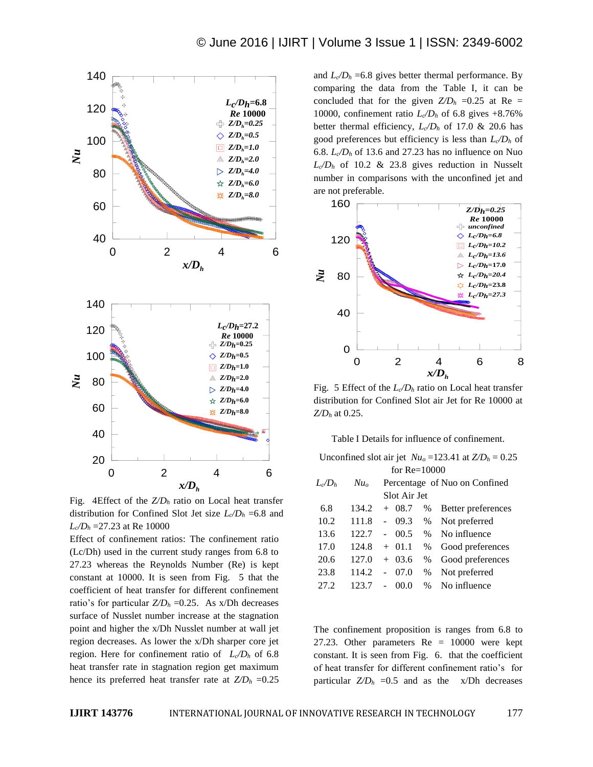Fig. 4Effect of the $Z/D_h$ ratio on Local heat transfer distribution for Confined Slot Jet size $L_c/D_h$ =6.8 and $L_c/D_h$ =27.23 at Re 10000

Effect of confinement ratios: The confinement ratio (Lc/Dh) used in the current study ranges from 6.8 to 27.23 whereas the Reynolds Number (Re) is kept constant at 10000. It is seen from Fig. 5 that the coefficient of heat transfer for different confinement ratio's for particular $Z/D_h$ =0.25. As x/Dh decreases surface of Nusslet number increase at the stagnation point and higher the x/Dh Nusslet number at wall jet region decreases. As lower the x/Dh sharper core jet region. Here for confinement ratio of $L_c/D_h$ of 6.8 heat transfer rate in stagnation region get maximum hence its preferred heat transfer rate at $Z/D_h$ =0.25 and $L_c/D_h$ =6.8 gives better thermal performance. By comparing the data from the Table I, it can be concluded that for the given $Z/D_h$ =0.25 at Re = 10000, confinement ratio $L_c/D_h$ of 6.8 gives +8.76% better thermal efficiency, $L_c/D_h$ of 17.0 & 20.6 has good preferences but efficiency is less than $L_c/D_h$ of 6.8. $L_c/D_h$ of 13.6 and 27.23 has no influence on Nuo $L_c/D_h$ of 10.2 & 23.8 gives reduction in Nusselt number in comparisons with the unconfined jet and are not preferable.

Fig. 5 Effect of the $L_c/D_h$ ratio on Local heat transfer distribution for Confined Slot air Jet for Re 10000 at $Z/D_h$ at 0.25.

Table I Details for influence of confinement.

Unconfined slot air jet $Nu_o$ =123.41 at $Z/D_h$ = 0.25 for Re=10000

| $L_c/D_h$ | $Nu_o$ | Percentage of Nuo on Confined Slot Air Jet | | |
|---|---|---|---|---|
| 6.8 | 134.2 | + 08.7 | % | Better preferences |
| 10.2 | 111.8 | - 09.3 | % | Not preferred |
| 13.6 | 122.7 | - 00.5 | % | No influence |
| 17.0 | 124.8 | + 01.1 | % | Good preferences |
| 20.6 | 127.0 | + 03.6 | % | Good preferences |
| 23.8 | 114.2 | - 07.0 | % | Not preferred |
| 27.2 | 123.7 | - 00.0 | % | No influence |

The confinement proposition is ranges from 6.8 to 27.23. Other parameters Re = 10000 were kept constant. It is seen from Fig. 6. that the coefficient of heat transfer for different confinement ratio's for particular $Z/D_h$ =0.5 and as the x/Dh decreases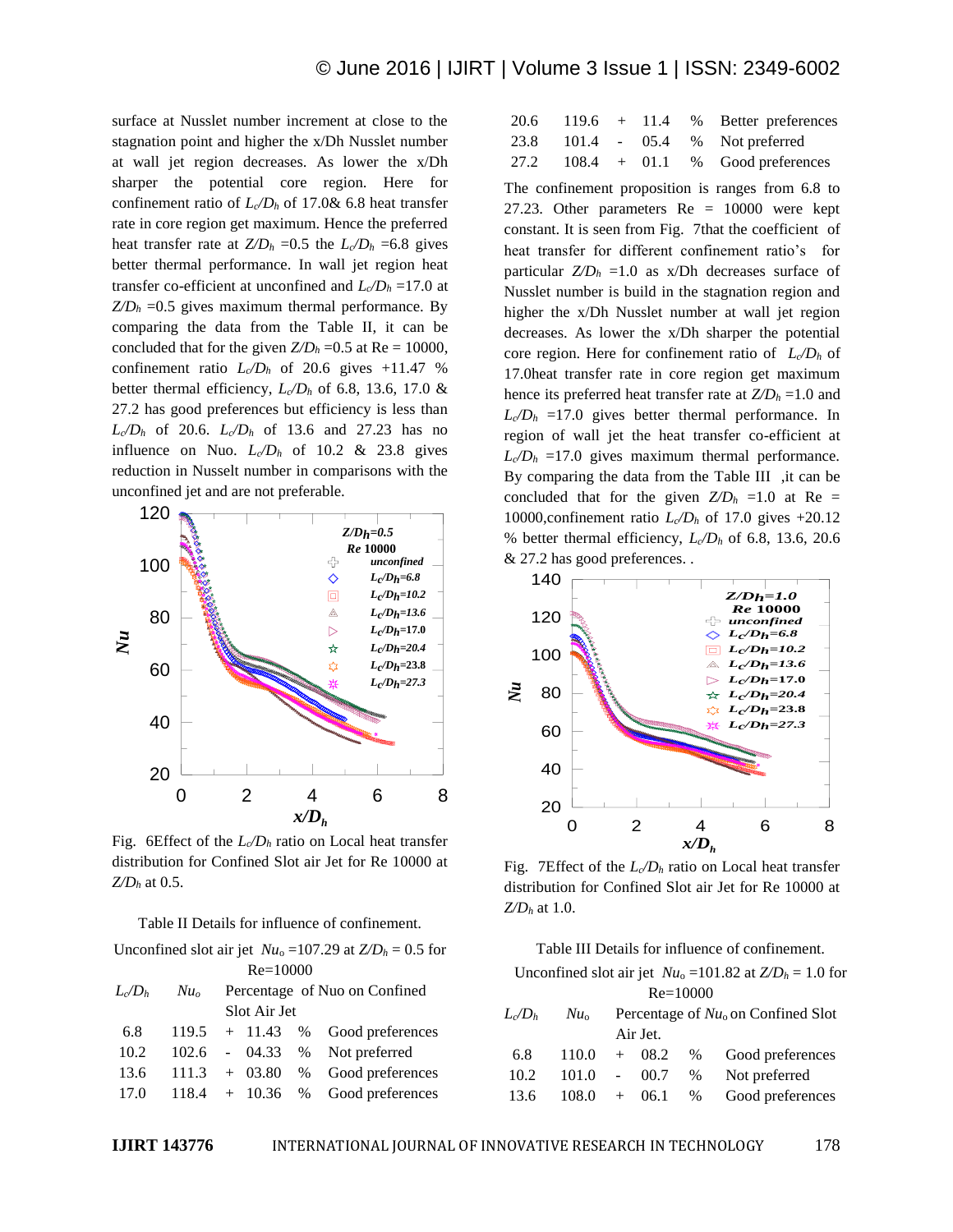surface at Nusslet number increment at close to the stagnation point and higher the x/Dh Nusslet number at wall jet region decreases. As lower the x/Dh sharper the potential core region. Here for confinement ratio of $L_c/D_h$ of 17.0& 6.8 heat transfer rate in core region get maximum. Hence the preferred heat transfer rate at $Z/D_h$ =0.5 the $L_c/D_h$ =6.8 gives better thermal performance. In wall jet region heat transfer co-efficient at unconfined and $L_c/D_h$ =17.0 at $Z/D_h$ =0.5 gives maximum thermal performance. By comparing the data from the Table II, it can be concluded that for the given $Z/D_h$ =0.5 at Re = 10000, confinement ratio $L_c/D_h$ of 20.6 gives +11.47 % better thermal efficiency, $L_c/D_h$ of 6.8, 13.6, 17.0 & 27.2 has good preferences but efficiency is less than $L_c/D_h$ of 20.6. $L_c/D_h$ of 13.6 and 27.23 has no influence on Nuo. $L_c/D_h$ of 10.2 & 23.8 gives reduction in Nusselt number in comparisons with the unconfined jet and are not preferable.

Fig. 6Effect of the $L_c/D_h$ ratio on Local heat transfer distribution for Confined Slot air Jet for Re 10000 at $Z/D_h$ at 0.5.

Table II Details for influence of confinement.

Unconfined slot air jet $Nu_o$ =107.29 at $Z/D_h$ = 0.5 for Re=10000

| $L_c/D_h$ | $Nu_o$ | Percentage of Nuo on Confined Slot Air Jet | | | |
|---|---|---|---|---|---|
| 6.8 | 119.5 | + | 11.43 | % | Good preferences |
| 10.2 | 102.6 | - | 04.33 | % | Not preferred |
| 13.6 | 111.3 | + | 03.80 | % | Good preferences |
| 17.0 | 118.4 | + | 10.36 | % | Good preferences |
| 20.6 | 119.6 | + | 11.4 | % | Better preferences |
| 23.8 | 101.4 | - | 05.4 | % | Not preferred |
| 27.2 | 108.4 | + | 01.1 | % | Good preferences |

The confinement proposition is ranges from 6.8 to 27.23. Other parameters Re = 10000 were kept constant. It is seen from Fig. 7that the coefficient of heat transfer for different confinement ratio's for particular $Z/D_h$ =1.0 as x/Dh decreases surface of Nusslet number is build in the stagnation region and higher the x/Dh Nusslet number at wall jet region decreases. As lower the x/Dh sharper the potential core region. Here for confinement ratio of $L_c/D_h$ of 17.0heat transfer rate in core region get maximum hence its preferred heat transfer rate at $Z/D_h$ =1.0 and $L_c/D_h$ =17.0 gives better thermal performance. In region of wall jet the heat transfer co-efficient at $L_c/D_h$ =17.0 gives maximum thermal performance. By comparing the data from the Table III ,it can be concluded that for the given $Z/D_h$ =1.0 at Re = 10000,confinement ratio $L_c/D_h$ of 17.0 gives +20.12 % better thermal efficiency, $L_c/D_h$ of 6.8, 13.6, 20.6 & 27.2 has good preferences. .

Fig. 7Effect of the $L_c/D_h$ ratio on Local heat transfer distribution for Confined Slot air Jet for Re 10000 at $Z/D_h$ at 1.0.

Table III Details for influence of confinement.

Unconfined slot air jet $Nu_o$ =101.82 at $Z/D_h$ = 1.0 for Re=10000

| $L_c/D_h$ | $Nu_o$ | Percentage of $Nu_o$ on Confined Slot Air Jet. | | | |
|---|---|---|---|---|---|
| 6.8 | 110.0 | + | 08.2 | % | Good preferences |
| 10.2 | 101.0 | - | 00.7 | % | Not preferred |
| 13.6 | 108.0 | + | 06.1 | % | Good preferences |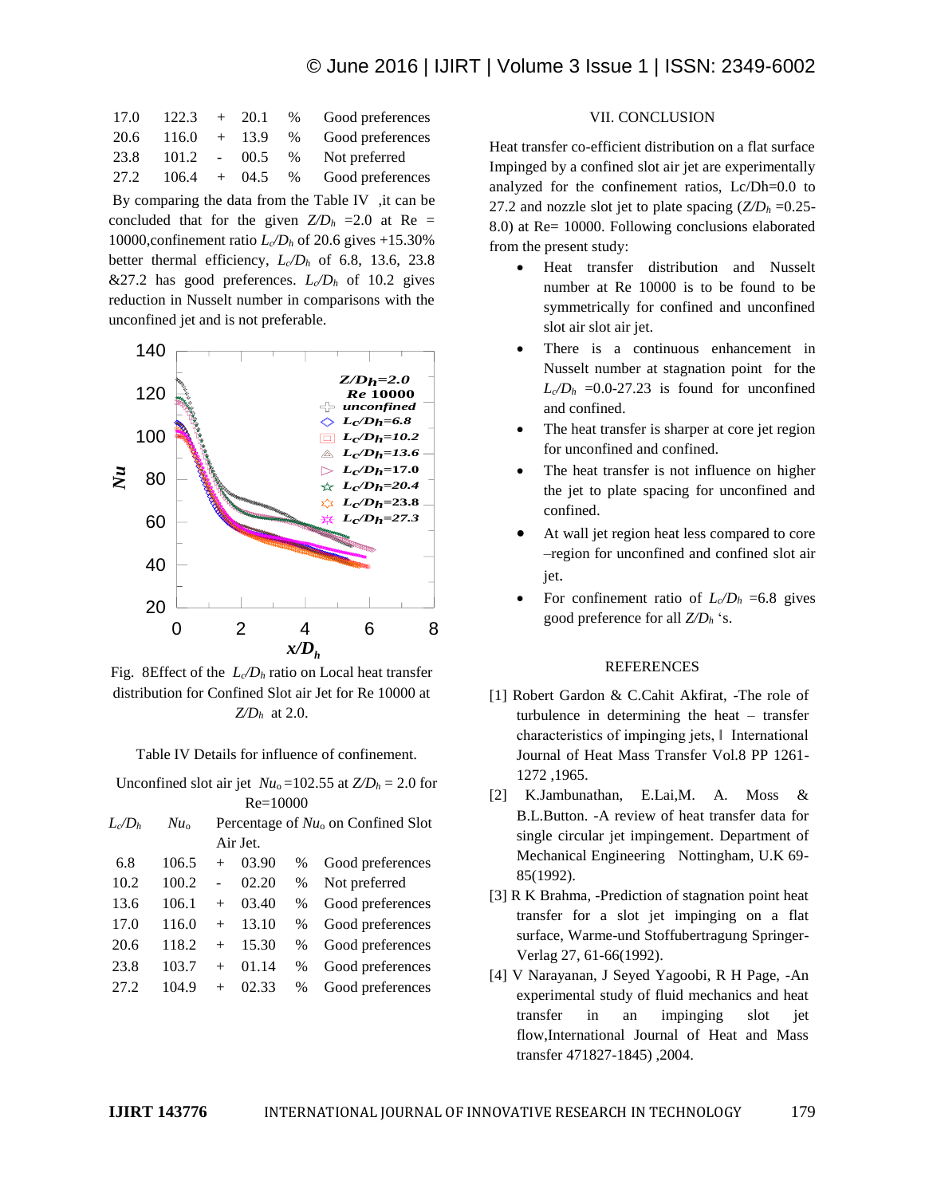| 17.0 | 122.3 | + | 20.1 | % | Good preferences |
|---|---|---|---|---|---|
| 20.6 | 116.0 | + | 13.9 | % | Good preferences |
| 23.8 | 101.2 | - | 00.5 | % | Not preferred |
| 27.2 | 106.4 | + | 04.5 | % | Good preferences |

By comparing the data from the Table IV ,it can be concluded that for the given $Z/D_h$ =2.0 at Re = 10000,confinement ratio $L_c/D_h$ of 20.6 gives +15.30% better thermal efficiency, $L_c/D_h$ of 6.8, 13.6, 23.8 &27.2 has good preferences. $L_c/D_h$ of 10.2 gives reduction in Nusselt number in comparisons with the unconfined jet and is not preferable.

Fig. 8Effect of the $L_c/D_h$ ratio on Local heat transfer distribution for Confined Slot air Jet for Re 10000 at $Z/D_h$ at 2.0.

Table IV Details for influence of confinement.

Unconfined slot air jet $Nu_o$ =102.55 at $Z/D_h$ = 2.0 for Re=10000

| $L_c/D_h$ | $Nu_o$ | Percentage of $Nu_o$ on Confined Slot Air Jet | | | |
|---|---|---|---|---|---|
| 6.8 | 106.5 | + | 03.90 | % | Good preferences |
| 10.2 | 100.2 | - | 02.20 | % | Not preferred |
| 13.6 | 106.1 | + | 03.40 | % | Good preferences |
| 17.0 | 116.0 | + | 13.10 | % | Good preferences |
| 20.6 | 118.2 | + | 15.30 | % | Good preferences |
| 23.8 | 103.7 | + | 01.14 | % | Good preferences |
| 27.2 | 104.9 | + | 02.33 | % | Good preferences |

## VII. CONCLUSION

Heat transfer co-efficient distribution on a flat surface Impinged by a confined slot air jet are experimentally analyzed for the confinement ratios, Lc/Dh=0.0 to 27.2 and nozzle slot jet to plate spacing ($Z/D_h$ =0.25-8.0) at Re= 10000. Following conclusions elaborated from the present study:

- Heat transfer distribution and Nusselt number at Re 10000 is to be found to be symmetrically for confined and unconfined slot air slot air jet.
- There is a continuous enhancement in Nusselt number at stagnation point for the $L_c/D_h$ =0.0-27.23 is found for unconfined and confined.
- The heat transfer is sharper at core jet region for unconfined and confined.
- The heat transfer is not influence on higher the jet to plate spacing for unconfined and confined.
- At wall jet region heat less compared to core –region for unconfined and confined slot air jet.
- For confinement ratio of $L_c/D_h$ =6.8 gives good preference for all $Z/D_h$ 's.

## REFERENCES

[1] Robert Gardon & C.Cahit Akfirat, -The role of turbulence in determining the heat – transfer characteristics of impinging jets,‖ International Journal of Heat Mass Transfer Vol.8 PP 1261-1272 ,1965.

[2] K.Jambunathan, E.Lai,M. A. Moss & B.L.Button. -A review of heat transfer data for single circular jet impingement. Department of Mechanical Engineering Nottingham, U.K 69-85(1992).

[3] R K Brahma, -Prediction of stagnation point heat transfer for a slot jet impinging on a flat surface, Warme-und Stoffubertragung Springer-Verlag 27, 61-66(1992).

[4] V Narayanan, J Seyed Yagoobi, R H Page, -An experimental study of fluid mechanics and heat transfer in an impinging slot jet flow,International Journal of Heat and Mass transfer 471827-1845) ,2004.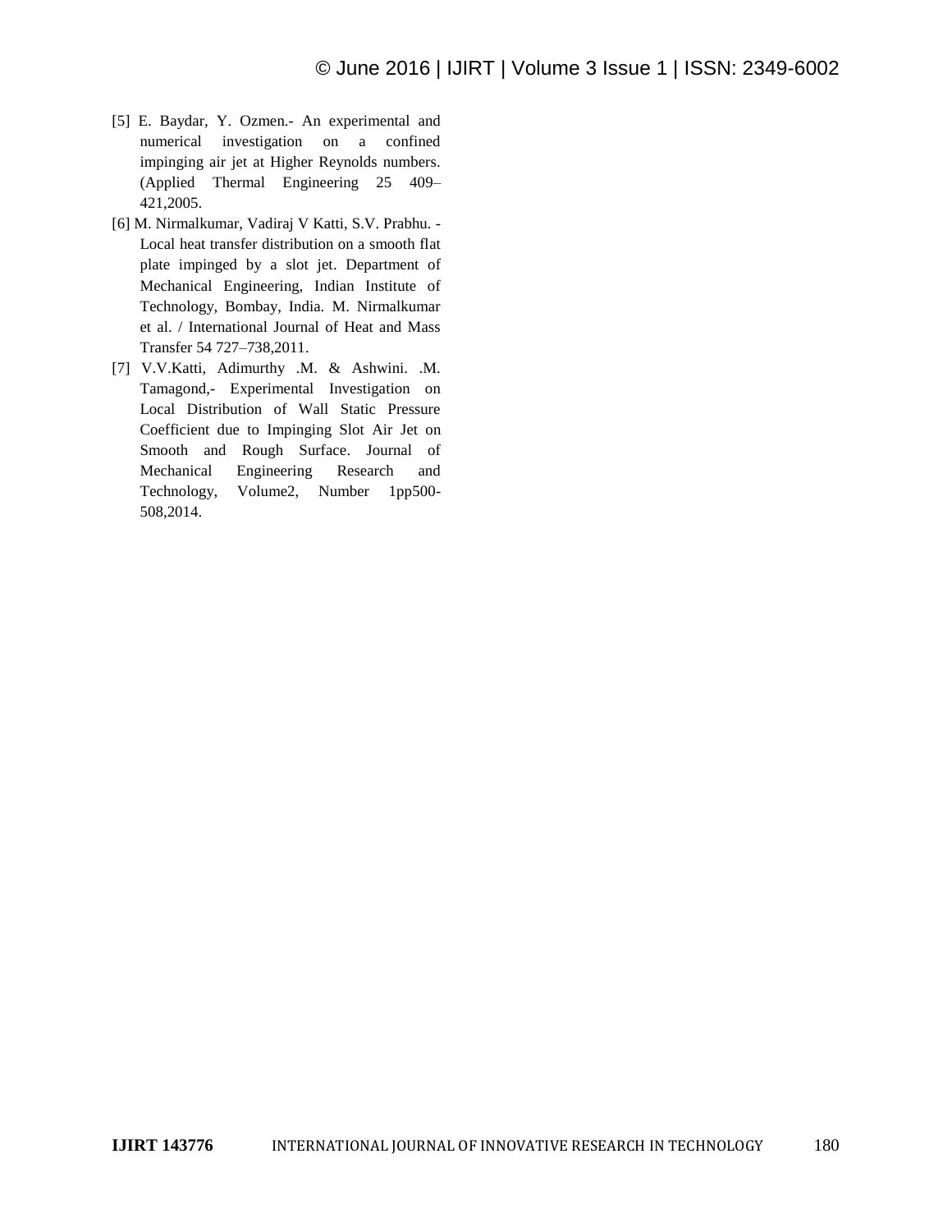[5] E. Baydar, Y. Ozmen.- An experimental and numerical investigation on a confined impinging air jet at Higher Reynolds numbers. (Applied Thermal Engineering 25 409–421,2005.

[6] M. Nirmalkumar, Vadiraj V Katti, S.V. Prabhu. - Local heat transfer distribution on a smooth flat plate impinged by a slot jet. Department of Mechanical Engineering, Indian Institute of Technology, Bombay, India. M. Nirmalkumar et al. / International Journal of Heat and Mass Transfer 54 727–738,2011.

[7] V.V.Katti, Adimurthy .M. & Ashwini. .M. Tamagond,- Experimental Investigation on Local Distribution of Wall Static Pressure Coefficient due to Impinging Slot Air Jet on Smooth and Rough Surface. Journal of Mechanical Engineering Research and Technology, Volume2, Number 1pp500-508,2014.